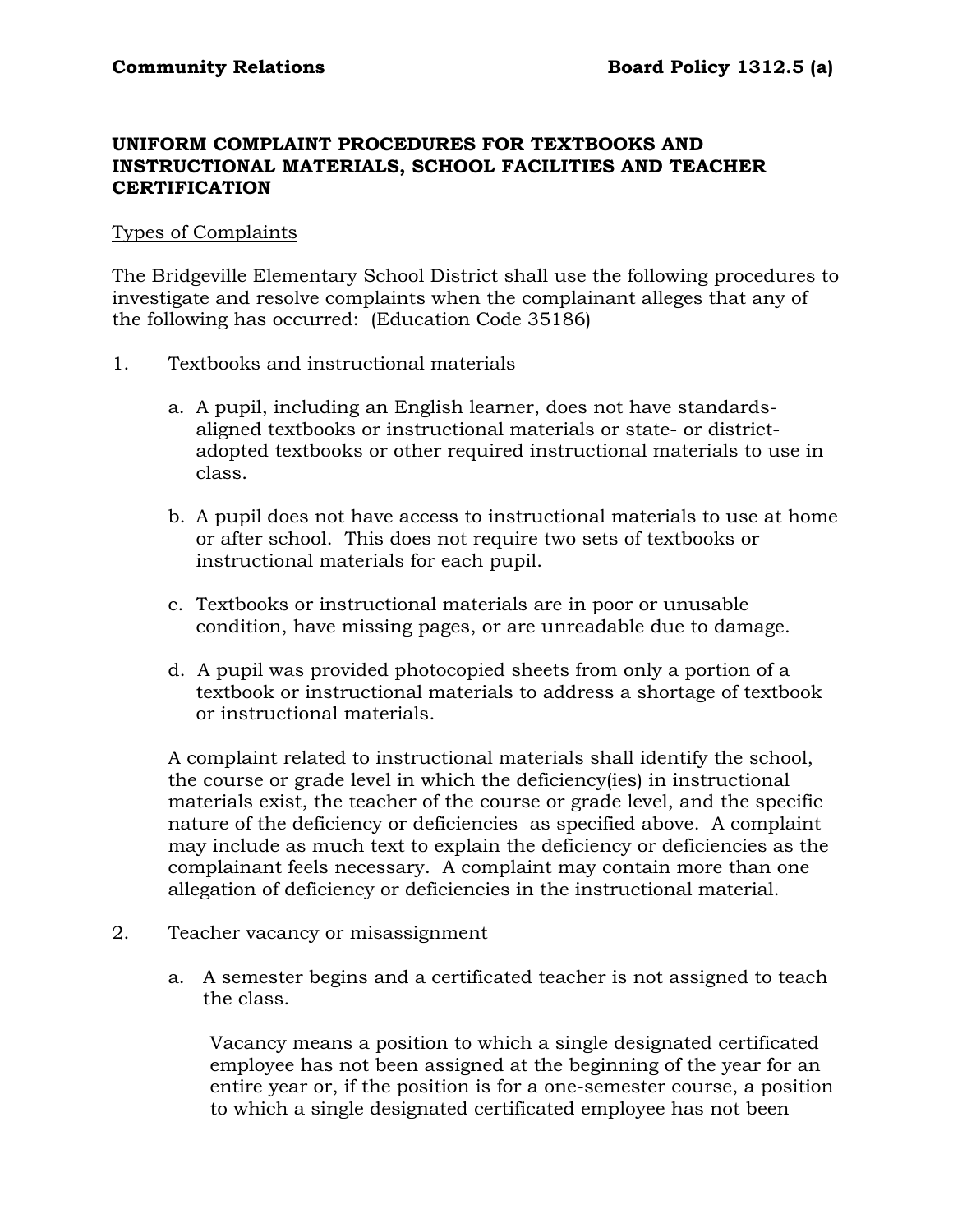**Community Relations** **Board Policy 1312.5 (a)**

# UNIFORM COMPLAINT PROCEDURES FOR TEXTBOOKS AND INSTRUCTIONAL MATERIALS, SCHOOL FACILITIES AND TEACHER CERTIFICATION

## Types of Complaints

The Bridgeville Elementary School District shall use the following procedures to investigate and resolve complaints when the complainant alleges that any of the following has occurred: (Education Code 35186)

1. Textbooks and instructional materials

   a. A pupil, including an English learner, does not have standards-aligned textbooks or instructional materials or state- or district-adopted textbooks or other required instructional materials to use in class.

   b. A pupil does not have access to instructional materials to use at home or after school. This does not require two sets of textbooks or instructional materials for each pupil.

   c. Textbooks or instructional materials are in poor or unusable condition, have missing pages, or are unreadable due to damage.

   d. A pupil was provided photocopied sheets from only a portion of a textbook or instructional materials to address a shortage of textbook or instructional materials.

   A complaint related to instructional materials shall identify the school, the course or grade level in which the deficiency(ies) in instructional materials exist, the teacher of the course or grade level, and the specific nature of the deficiency or deficiencies as specified above. A complaint may include as much text to explain the deficiency or deficiencies as the complainant feels necessary. A complaint may contain more than one allegation of deficiency or deficiencies in the instructional material.

2. Teacher vacancy or misassignment

   a. A semester begins and a certificated teacher is not assigned to teach the class.

      Vacancy means a position to which a single designated certificated employee has not been assigned at the beginning of the year for an entire year or, if the position is for a one-semester course, a position to which a single designated certificated employee has not been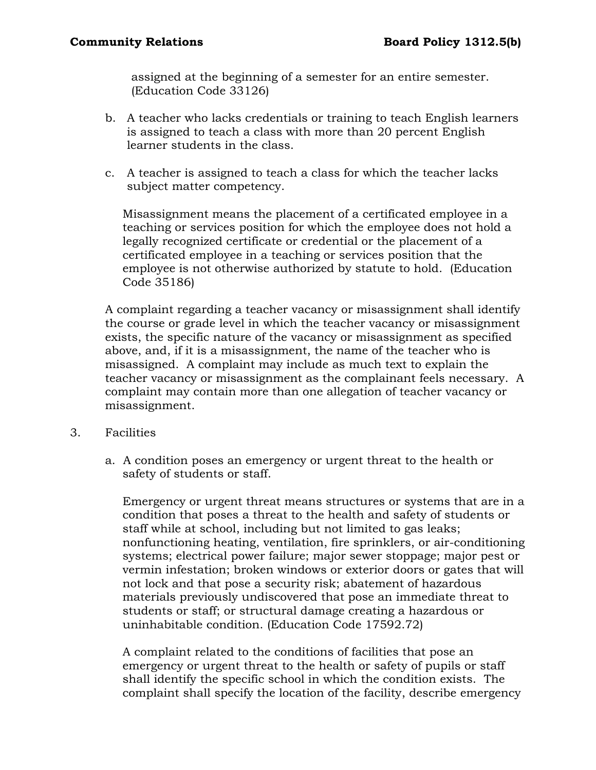assigned at the beginning of a semester for an entire semester. (Education Code 33126)

b. A teacher who lacks credentials or training to teach English learners is assigned to teach a class with more than 20 percent English learner students in the class.

c. A teacher is assigned to teach a class for which the teacher lacks subject matter competency.

Misassignment means the placement of a certificated employee in a teaching or services position for which the employee does not hold a legally recognized certificate or credential or the placement of a certificated employee in a teaching or services position that the employee is not otherwise authorized by statute to hold. (Education Code 35186)

A complaint regarding a teacher vacancy or misassignment shall identify the course or grade level in which the teacher vacancy or misassignment exists, the specific nature of the vacancy or misassignment as specified above, and, if it is a misassignment, the name of the teacher who is misassigned. A complaint may include as much text to explain the teacher vacancy or misassignment as the complainant feels necessary. A complaint may contain more than one allegation of teacher vacancy or misassignment.

3. Facilities

a. A condition poses an emergency or urgent threat to the health or safety of students or staff.

Emergency or urgent threat means structures or systems that are in a condition that poses a threat to the health and safety of students or staff while at school, including but not limited to gas leaks; nonfunctioning heating, ventilation, fire sprinklers, or air-conditioning systems; electrical power failure; major sewer stoppage; major pest or vermin infestation; broken windows or exterior doors or gates that will not lock and that pose a security risk; abatement of hazardous materials previously undiscovered that pose an immediate threat to students or staff; or structural damage creating a hazardous or uninhabitable condition. (Education Code 17592.72)

A complaint related to the conditions of facilities that pose an emergency or urgent threat to the health or safety of pupils or staff shall identify the specific school in which the condition exists. The complaint shall specify the location of the facility, describe emergency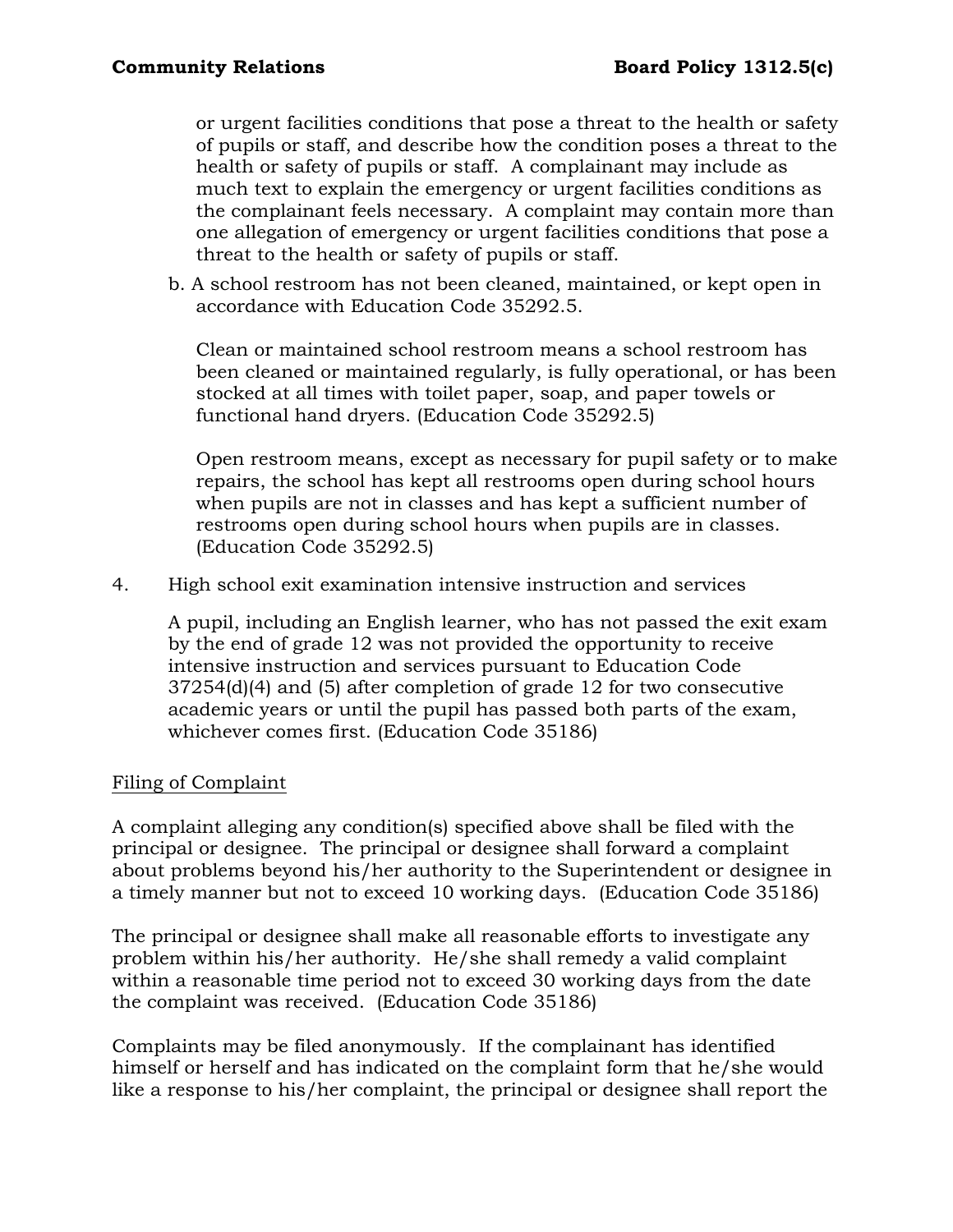or urgent facilities conditions that pose a threat to the health or safety of pupils or staff, and describe how the condition poses a threat to the health or safety of pupils or staff. A complainant may include as much text to explain the emergency or urgent facilities conditions as the complainant feels necessary. A complaint may contain more than one allegation of emergency or urgent facilities conditions that pose a threat to the health or safety of pupils or staff.

b. A school restroom has not been cleaned, maintained, or kept open in accordance with Education Code 35292.5.

   Clean or maintained school restroom means a school restroom has been cleaned or maintained regularly, is fully operational, or has been stocked at all times with toilet paper, soap, and paper towels or functional hand dryers. (Education Code 35292.5)

   Open restroom means, except as necessary for pupil safety or to make repairs, the school has kept all restrooms open during school hours when pupils are not in classes and has kept a sufficient number of restrooms open during school hours when pupils are in classes. (Education Code 35292.5)

4. High school exit examination intensive instruction and services

   A pupil, including an English learner, who has not passed the exit exam by the end of grade 12 was not provided the opportunity to receive intensive instruction and services pursuant to Education Code 37254(d)(4) and (5) after completion of grade 12 for two consecutive academic years or until the pupil has passed both parts of the exam, whichever comes first. (Education Code 35186)

<u>Filing of Complaint</u>

A complaint alleging any condition(s) specified above shall be filed with the principal or designee. The principal or designee shall forward a complaint about problems beyond his/her authority to the Superintendent or designee in a timely manner but not to exceed 10 working days. (Education Code 35186)

The principal or designee shall make all reasonable efforts to investigate any problem within his/her authority. He/she shall remedy a valid complaint within a reasonable time period not to exceed 30 working days from the date the complaint was received. (Education Code 35186)

Complaints may be filed anonymously. If the complainant has identified himself or herself and has indicated on the complaint form that he/she would like a response to his/her complaint, the principal or designee shall report the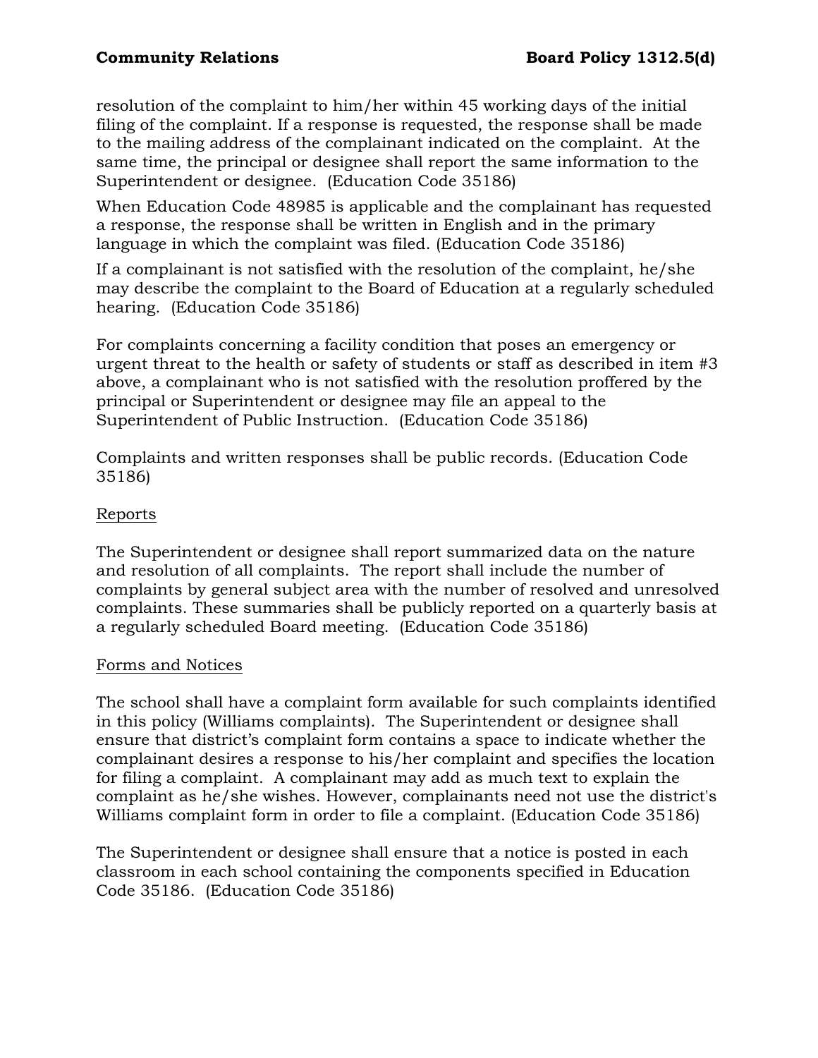resolution of the complaint to him/her within 45 working days of the initial filing of the complaint. If a response is requested, the response shall be made to the mailing address of the complainant indicated on the complaint. At the same time, the principal or designee shall report the same information to the Superintendent or designee. (Education Code 35186)

When Education Code 48985 is applicable and the complainant has requested a response, the response shall be written in English and in the primary language in which the complaint was filed. (Education Code 35186)

If a complainant is not satisfied with the resolution of the complaint, he/she may describe the complaint to the Board of Education at a regularly scheduled hearing. (Education Code 35186)

For complaints concerning a facility condition that poses an emergency or urgent threat to the health or safety of students or staff as described in item #3 above, a complainant who is not satisfied with the resolution proffered by the principal or Superintendent or designee may file an appeal to the Superintendent of Public Instruction. (Education Code 35186)

Complaints and written responses shall be public records. (Education Code 35186)

Reports

The Superintendent or designee shall report summarized data on the nature and resolution of all complaints. The report shall include the number of complaints by general subject area with the number of resolved and unresolved complaints. These summaries shall be publicly reported on a quarterly basis at a regularly scheduled Board meeting. (Education Code 35186)

Forms and Notices

The school shall have a complaint form available for such complaints identified in this policy (Williams complaints). The Superintendent or designee shall ensure that district's complaint form contains a space to indicate whether the complainant desires a response to his/her complaint and specifies the location for filing a complaint. A complainant may add as much text to explain the complaint as he/she wishes. However, complainants need not use the district's Williams complaint form in order to file a complaint. (Education Code 35186)

The Superintendent or designee shall ensure that a notice is posted in each classroom in each school containing the components specified in Education Code 35186. (Education Code 35186)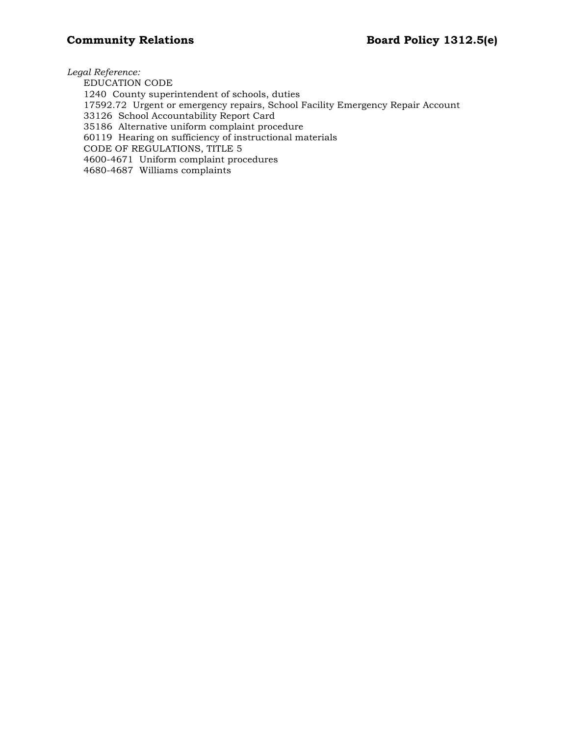*Legal Reference:*

EDUCATION CODE

1240 County superintendent of schools, duties

17592.72 Urgent or emergency repairs, School Facility Emergency Repair Account

33126 School Accountability Report Card

35186 Alternative uniform complaint procedure

60119 Hearing on sufficiency of instructional materials

CODE OF REGULATIONS, TITLE 5

4600-4671 Uniform complaint procedures

4680-4687 Williams complaints